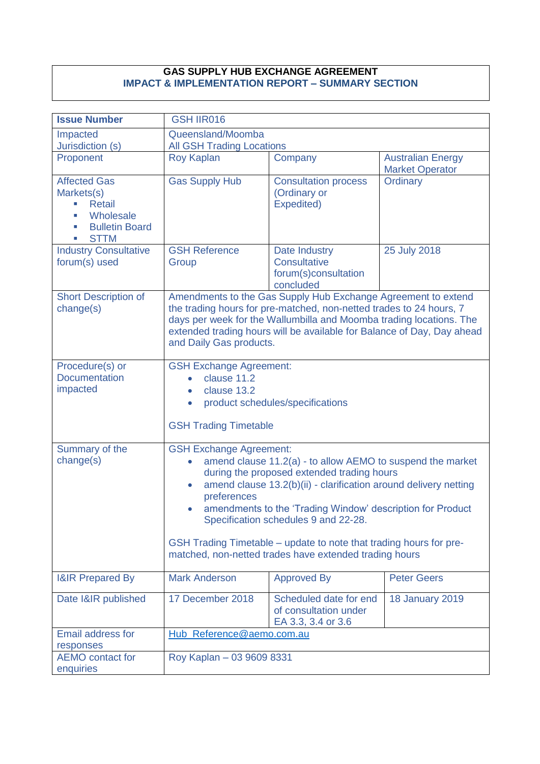**GAS SUPPLY HUB EXCHANGE AGREEMENT**
**IMPACT & IMPLEMENTATION REPORT – SUMMARY SECTION**

| **Issue Number** | GSH IIR016 | | |
|---|---|---|---|
| Impacted Jurisdiction (s) | Queensland/Moomba<br>All GSH Trading Locations | | |
| Proponent | Roy Kaplan | Company | Australian Energy Market Operator |
| Affected Gas Markets(s)<br>▪ Retail<br>▪ Wholesale<br>▪ Bulletin Board<br>▪ STTM | Gas Supply Hub | Consultation process (Ordinary or Expedited) | Ordinary |
| Industry Consultative forum(s) used | GSH Reference Group | Date Industry Consultative forum(s)consultation concluded | 25 July 2018 |
| Short Description of change(s) | Amendments to the Gas Supply Hub Exchange Agreement to extend the trading hours for pre-matched, non-netted trades to 24 hours, 7 days per week for the Wallumbilla and Moomba trading locations. The extended trading hours will be available for Balance of Day, Day ahead and Daily Gas products. | | |
| Procedure(s) or Documentation impacted | GSH Exchange Agreement:<br>• clause 11.2<br>• clause 13.2<br>• product schedules/specifications<br><br>GSH Trading Timetable | | |
| Summary of the change(s) | GSH Exchange Agreement:<br>• amend clause 11.2(a) - to allow AEMO to suspend the market during the proposed extended trading hours<br>• amend clause 13.2(b)(ii) - clarification around delivery netting preferences<br>• amendments to the 'Trading Window' description for Product Specification schedules 9 and 22-28.<br><br>GSH Trading Timetable – update to note that trading hours for pre-matched, non-netted trades have extended trading hours | | |
| I&IR Prepared By | Mark Anderson | Approved By | Peter Geers |
| Date I&IR published | 17 December 2018 | Scheduled date for end of consultation under EA 3.3, 3.4 or 3.6 | 18 January 2019 |
| Email address for responses | Hub_Reference@aemo.com.au | | |
| AEMO contact for enquiries | Roy Kaplan – 03 9609 8331 | | |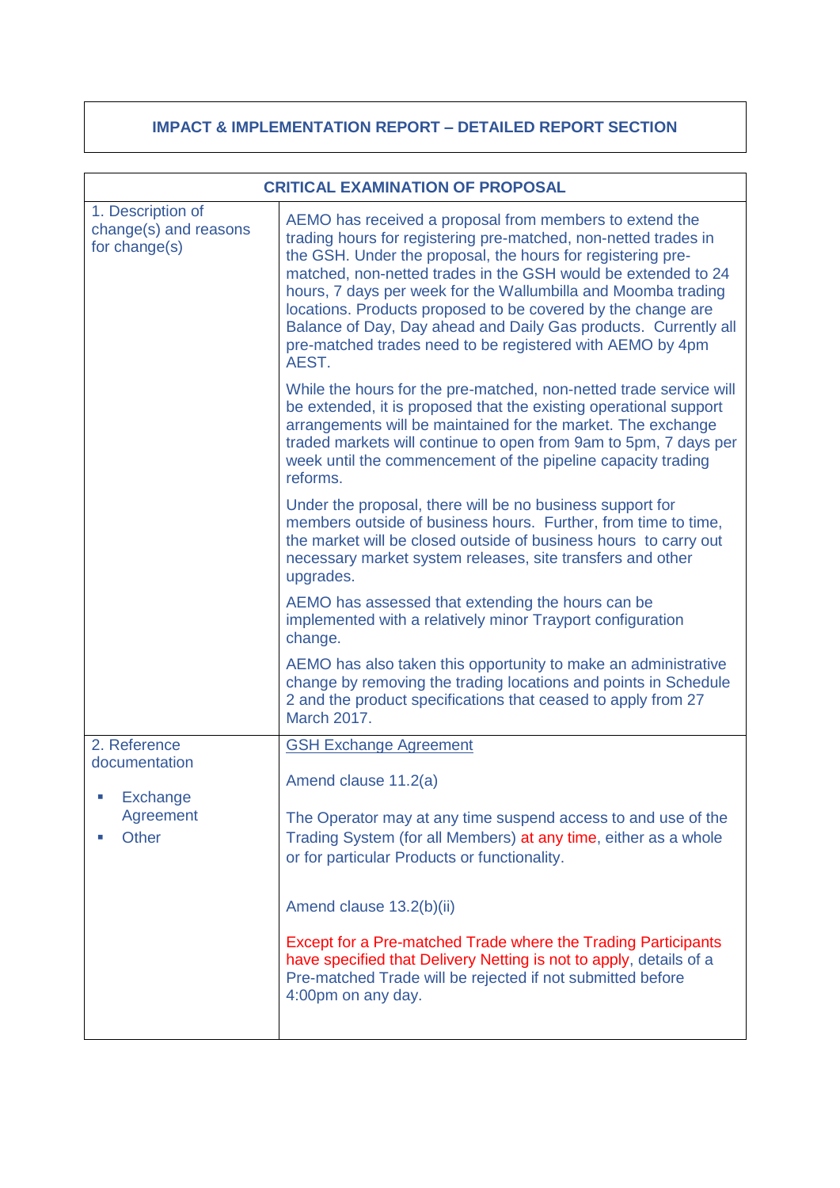**IMPACT & IMPLEMENTATION REPORT – DETAILED REPORT SECTION**

| CRITICAL EXAMINATION OF PROPOSAL | |
|---|---|
| 1. Description of change(s) and reasons for change(s) | AEMO has received a proposal from members to extend the trading hours for registering pre-matched, non-netted trades in the GSH. Under the proposal, the hours for registering pre-matched, non-netted trades in the GSH would be extended to 24 hours, 7 days per week for the Wallumbilla and Moomba trading locations. Products proposed to be covered by the change are Balance of Day, Day ahead and Daily Gas products. Currently all pre-matched trades need to be registered with AEMO by 4pm AEST.<br><br>While the hours for the pre-matched, non-netted trade service will be extended, it is proposed that the existing operational support arrangements will be maintained for the market. The exchange traded markets will continue to open from 9am to 5pm, 7 days per week until the commencement of the pipeline capacity trading reforms.<br><br>Under the proposal, there will be no business support for members outside of business hours. Further, from time to time, the market will be closed outside of business hours to carry out necessary market system releases, site transfers and other upgrades.<br><br>AEMO has assessed that extending the hours can be implemented with a relatively minor Trayport configuration change.<br><br>AEMO has also taken this opportunity to make an administrative change by removing the trading locations and points in Schedule 2 and the product specifications that ceased to apply from 27 March 2017. |
| 2. Reference documentation<br><br>- Exchange Agreement<br>- Other | GSH Exchange Agreement<br><br>Amend clause 11.2(a)<br><br>The Operator may at any time suspend access to and use of the Trading System (for all Members) at any time, either as a whole or for particular Products or functionality.<br><br>Amend clause 13.2(b)(ii)<br><br>Except for a Pre-matched Trade where the Trading Participants have specified that Delivery Netting is not to apply, details of a Pre-matched Trade will be rejected if not submitted before 4:00pm on any day. |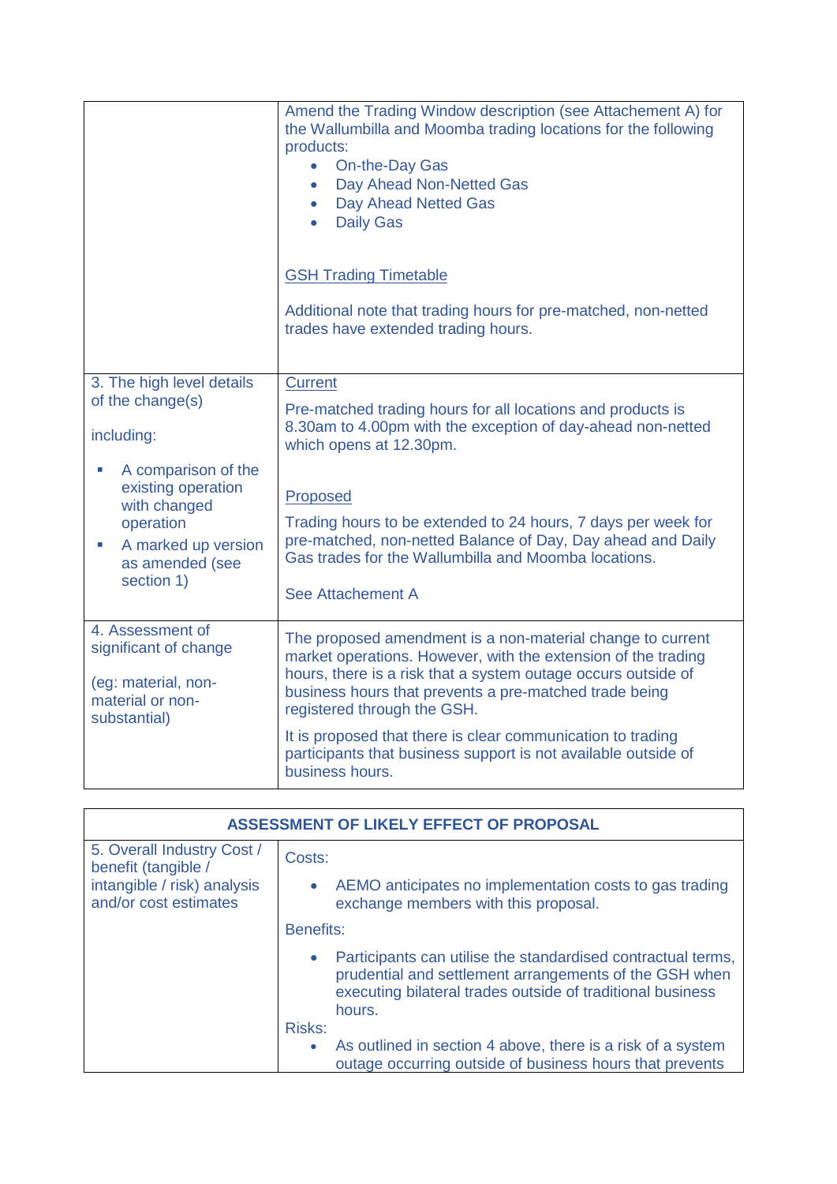| | |
|---|---|
| | Amend the Trading Window description (see Attachement A) for the Wallumbilla and Moomba trading locations for the following products:<br>• On-the-Day Gas<br>• Day Ahead Non-Netted Gas<br>• Day Ahead Netted Gas<br>• Daily Gas<br><br>GSH Trading Timetable<br><br>Additional note that trading hours for pre-matched, non-netted trades have extended trading hours. |
| 3. The high level details of the change(s)<br><br>including:<br>▪ A comparison of the existing operation with changed operation<br>▪ A marked up version as amended (see section 1) | Current<br><br>Pre-matched trading hours for all locations and products is 8.30am to 4.00pm with the exception of day-ahead non-netted which opens at 12.30pm.<br><br>Proposed<br><br>Trading hours to be extended to 24 hours, 7 days per week for pre-matched, non-netted Balance of Day, Day ahead and Daily Gas trades for the Wallumbilla and Moomba locations.<br><br>See Attachement A |
| 4. Assessment of significant of change<br><br>(eg: material, non-material or non-substantial) | The proposed amendment is a non-material change to current market operations. However, with the extension of the trading hours, there is a risk that a system outage occurs outside of business hours that prevents a pre-matched trade being registered through the GSH.<br><br>It is proposed that there is clear communication to trading participants that business support is not available outside of business hours. |

| ASSESSMENT OF LIKELY EFFECT OF PROPOSAL | |
|---|---|
| 5. Overall Industry Cost / benefit (tangible / intangible / risk) analysis and/or cost estimates | Costs:<br>• AEMO anticipates no implementation costs to gas trading exchange members with this proposal.<br><br>Benefits:<br>• Participants can utilise the standardised contractual terms, prudential and settlement arrangements of the GSH when executing bilateral trades outside of traditional business hours.<br><br>Risks:<br>• As outlined in section 4 above, there is a risk of a system outage occurring outside of business hours that prevents |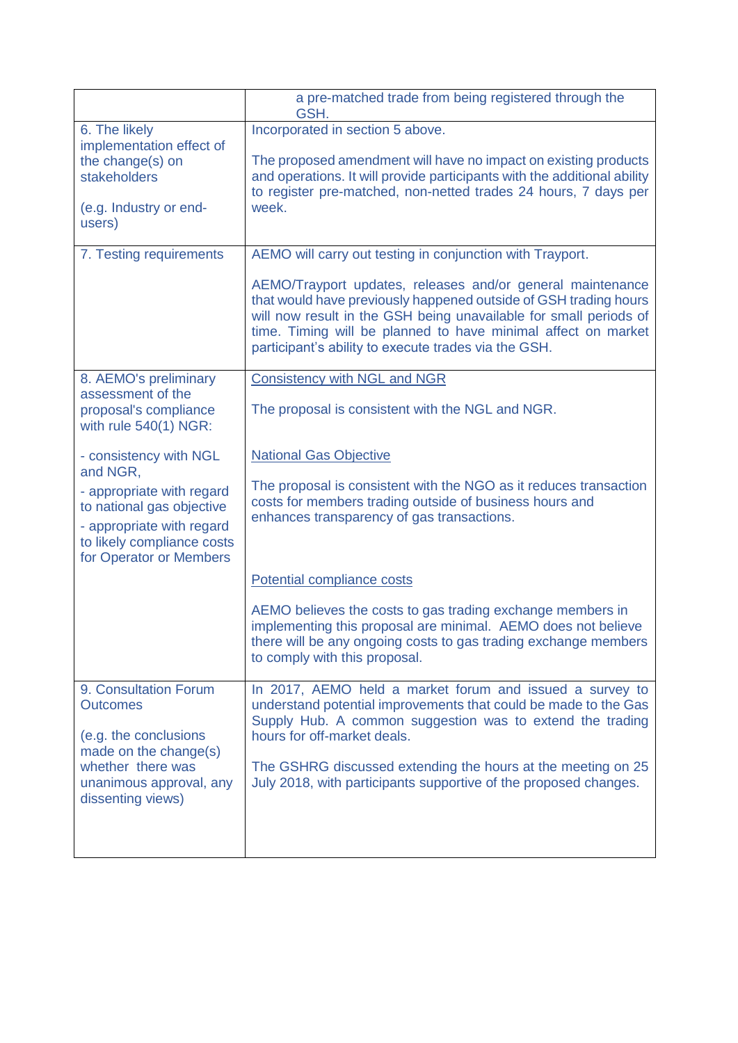| | |
|---|---|
| | a pre-matched trade from being registered through the GSH. |
| 6. The likely implementation effect of the change(s) on stakeholders<br><br>(e.g. Industry or end-users) | Incorporated in section 5 above.<br><br>The proposed amendment will have no impact on existing products and operations. It will provide participants with the additional ability to register pre-matched, non-netted trades 24 hours, 7 days per week. |
| 7. Testing requirements | AEMO will carry out testing in conjunction with Trayport.<br><br>AEMO/Trayport updates, releases and/or general maintenance that would have previously happened outside of GSH trading hours will now result in the GSH being unavailable for small periods of time. Timing will be planned to have minimal affect on market participant's ability to execute trades via the GSH. |
| 8. AEMO's preliminary assessment of the proposal's compliance with rule 540(1) NGR:<br><br>- consistency with NGL and NGR,<br>- appropriate with regard to national gas objective<br>- appropriate with regard to likely compliance costs for Operator or Members | Consistency with NGL and NGR<br><br>The proposal is consistent with the NGL and NGR.<br><br>National Gas Objective<br><br>The proposal is consistent with the NGO as it reduces transaction costs for members trading outside of business hours and enhances transparency of gas transactions.<br><br>Potential compliance costs<br><br>AEMO believes the costs to gas trading exchange members in implementing this proposal are minimal. AEMO does not believe there will be any ongoing costs to gas trading exchange members to comply with this proposal. |
| 9. Consultation Forum Outcomes<br><br>(e.g. the conclusions made on the change(s) whether there was unanimous approval, any dissenting views) | In 2017, AEMO held a market forum and issued a survey to understand potential improvements that could be made to the Gas Supply Hub. A common suggestion was to extend the trading hours for off-market deals.<br><br>The GSHRG discussed extending the hours at the meeting on 25 July 2018, with participants supportive of the proposed changes. |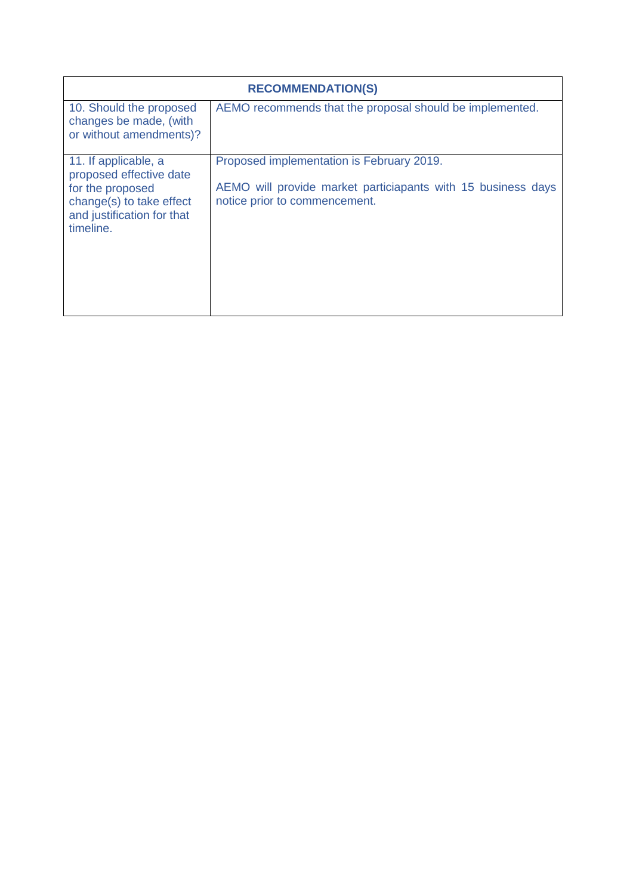| RECOMMENDATION(S) | |
|---|---|
| 10. Should the proposed changes be made, (with or without amendments)? | AEMO recommends that the proposal should be implemented. |
| 11. If applicable, a proposed effective date for the proposed change(s) to take effect and justification for that timeline. | Proposed implementation is February 2019.<br><br>AEMO will provide market particiapants with 15 business days notice prior to commencement. |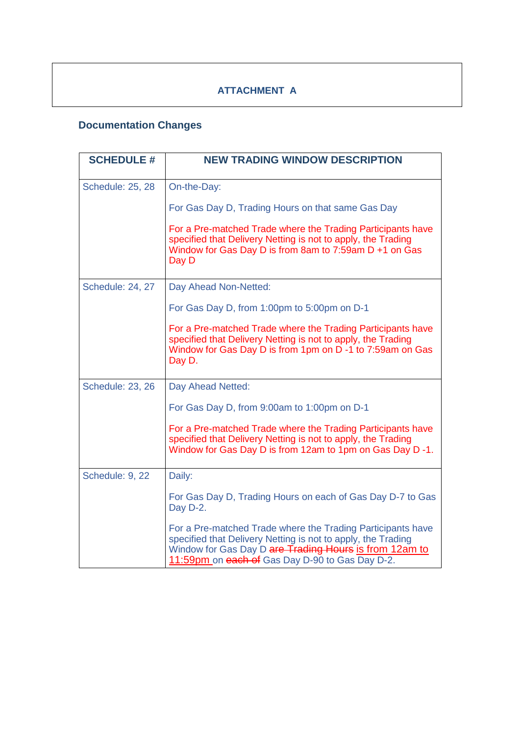# ATTACHMENT A

## Documentation Changes

| SCHEDULE # | NEW TRADING WINDOW DESCRIPTION |
|---|---|
| Schedule: 25, 28 | On-the-Day:<br><br>For Gas Day D, Trading Hours on that same Gas Day<br><br>For a Pre-matched Trade where the Trading Participants have specified that Delivery Netting is not to apply, the Trading Window for Gas Day D is from 8am to 7:59am D +1 on Gas Day D |
| Schedule: 24, 27 | Day Ahead Non-Netted:<br><br>For Gas Day D, from 1:00pm to 5:00pm on D-1<br><br>For a Pre-matched Trade where the Trading Participants have specified that Delivery Netting is not to apply, the Trading Window for Gas Day D is from 1pm on D -1 to 7:59am on Gas Day D. |
| Schedule: 23, 26 | Day Ahead Netted:<br><br>For Gas Day D, from 9:00am to 1:00pm on D-1<br><br>For a Pre-matched Trade where the Trading Participants have specified that Delivery Netting is not to apply, the Trading Window for Gas Day D is from 12am to 1pm on Gas Day D -1. |
| Schedule: 9, 22 | Daily:<br><br>For Gas Day D, Trading Hours on each of Gas Day D-7 to Gas Day D-2.<br><br>For a Pre-matched Trade where the Trading Participants have specified that Delivery Netting is not to apply, the Trading Window for Gas Day D ~~are Trading Hours~~ is from 12am to 11:59pm on ~~each of~~ Gas Day D-90 to Gas Day D-2. |